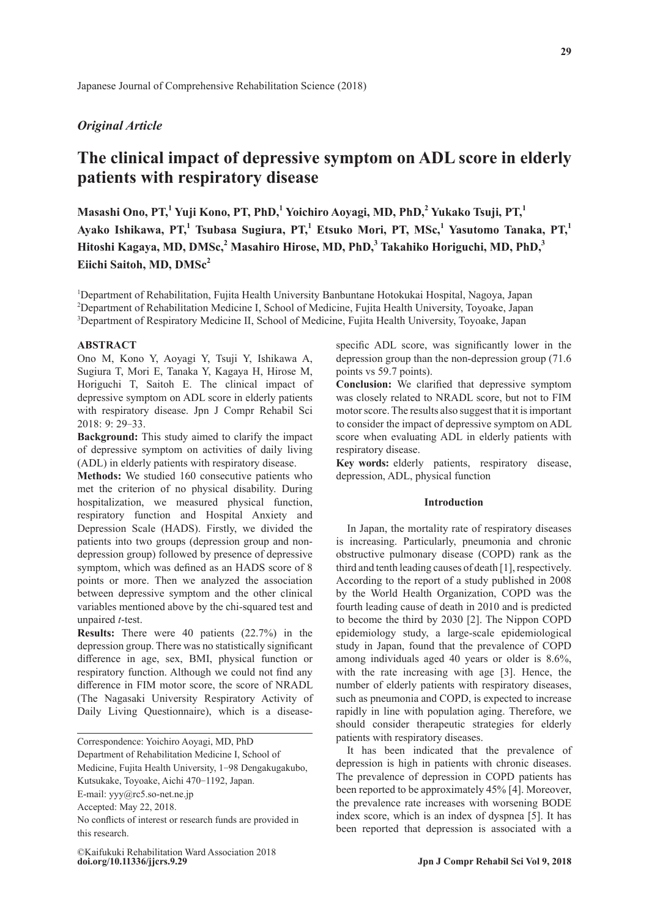Japanese Journal of Comprehensive Rehabilitation Science (2018)

*Original Article*

# The clinical impact of depressive symptom on ADL score in elderly patients with respiratory disease

**Masashi Ono, PT,[1] Yuji Kono, PT, PhD,[1] Yoichiro Aoyagi, MD, PhD,[2] Yukako Tsuji, PT,[1] Ayako Ishikawa, PT,[1] Tsubasa Sugiura, PT,[1] Etsuko Mori, PT, MSc,[1] Yasutomo Tanaka, PT,[1] Hitoshi Kagaya, MD, DMSc,[2] Masahiro Hirose, MD, PhD,[3] Takahiko Horiguchi, MD, PhD,[3] Eiichi Saitoh, MD, DMSc[2]**

[1]Department of Rehabilitation, Fujita Health University Banbuntane Hotokukai Hospital, Nagoya, Japan
[2]Department of Rehabilitation Medicine I, School of Medicine, Fujita Health University, Toyoake, Japan
[3]Department of Respiratory Medicine II, School of Medicine, Fujita Health University, Toyoake, Japan

## ABSTRACT

Ono M, Kono Y, Aoyagi Y, Tsuji Y, Ishikawa A, Sugiura T, Mori E, Tanaka Y, Kagaya H, Hirose M, Horiguchi T, Saitoh E. The clinical impact of depressive symptom on ADL score in elderly patients with respiratory disease. Jpn J Compr Rehabil Sci 2018: 9: 29–33.

**Background:** This study aimed to clarify the impact of depressive symptom on activities of daily living (ADL) in elderly patients with respiratory disease.

**Methods:** We studied 160 consecutive patients who met the criterion of no physical disability. During hospitalization, we measured physical function, respiratory function and Hospital Anxiety and Depression Scale (HADS). Firstly, we divided the patients into two groups (depression group and non-depression group) followed by presence of depressive symptom, which was defined as an HADS score of 8 points or more. Then we analyzed the association between depressive symptom and the other clinical variables mentioned above by the chi-squared test and unpaired *t*-test.

**Results:** There were 40 patients (22.7%) in the depression group. There was no statistically significant difference in age, sex, BMI, physical function or respiratory function. Although we could not find any difference in FIM motor score, the score of NRADL (The Nagasaki University Respiratory Activity of Daily Living Questionnaire), which is a disease-specific ADL score, was significantly lower in the depression group than the non-depression group (71.6 points vs 59.7 points).

**Conclusion:** We clarified that depressive symptom was closely related to NRADL score, but not to FIM motor score. The results also suggest that it is important to consider the impact of depressive symptom on ADL score when evaluating ADL in elderly patients with respiratory disease.

**Key words:** elderly patients, respiratory disease, depression, ADL, physical function

Correspondence: Yoichiro Aoyagi, MD, PhD
Department of Rehabilitation Medicine I, School of Medicine, Fujita Health University, 1−98 Dengakugakubo, Kutsukake, Toyoake, Aichi 470−1192, Japan.
E-mail: yyy@rc5.so-net.ne.jp
Accepted: May 22, 2018.
No conflicts of interest or research funds are provided in this research.

©Kaifukuki Rehabilitation Ward Association 2018
**doi.org/10.11336/jjcrs.9.29**

## Introduction

In Japan, the mortality rate of respiratory diseases is increasing. Particularly, pneumonia and chronic obstructive pulmonary disease (COPD) rank as the third and tenth leading causes of death [1], respectively. According to the report of a study published in 2008 by the World Health Organization, COPD was the fourth leading cause of death in 2010 and is predicted to become the third by 2030 [2]. The Nippon COPD epidemiology study, a large-scale epidemiological study in Japan, found that the prevalence of COPD among individuals aged 40 years or older is 8.6%, with the rate increasing with age [3]. Hence, the number of elderly patients with respiratory diseases, such as pneumonia and COPD, is expected to increase rapidly in line with population aging. Therefore, we should consider therapeutic strategies for elderly patients with respiratory diseases.

It has been indicated that the prevalence of depression is high in patients with chronic diseases. The prevalence of depression in COPD patients has been reported to be approximately 45% [4]. Moreover, the prevalence rate increases with worsening BODE index score, which is an index of dyspnea [5]. It has been reported that depression is associated with a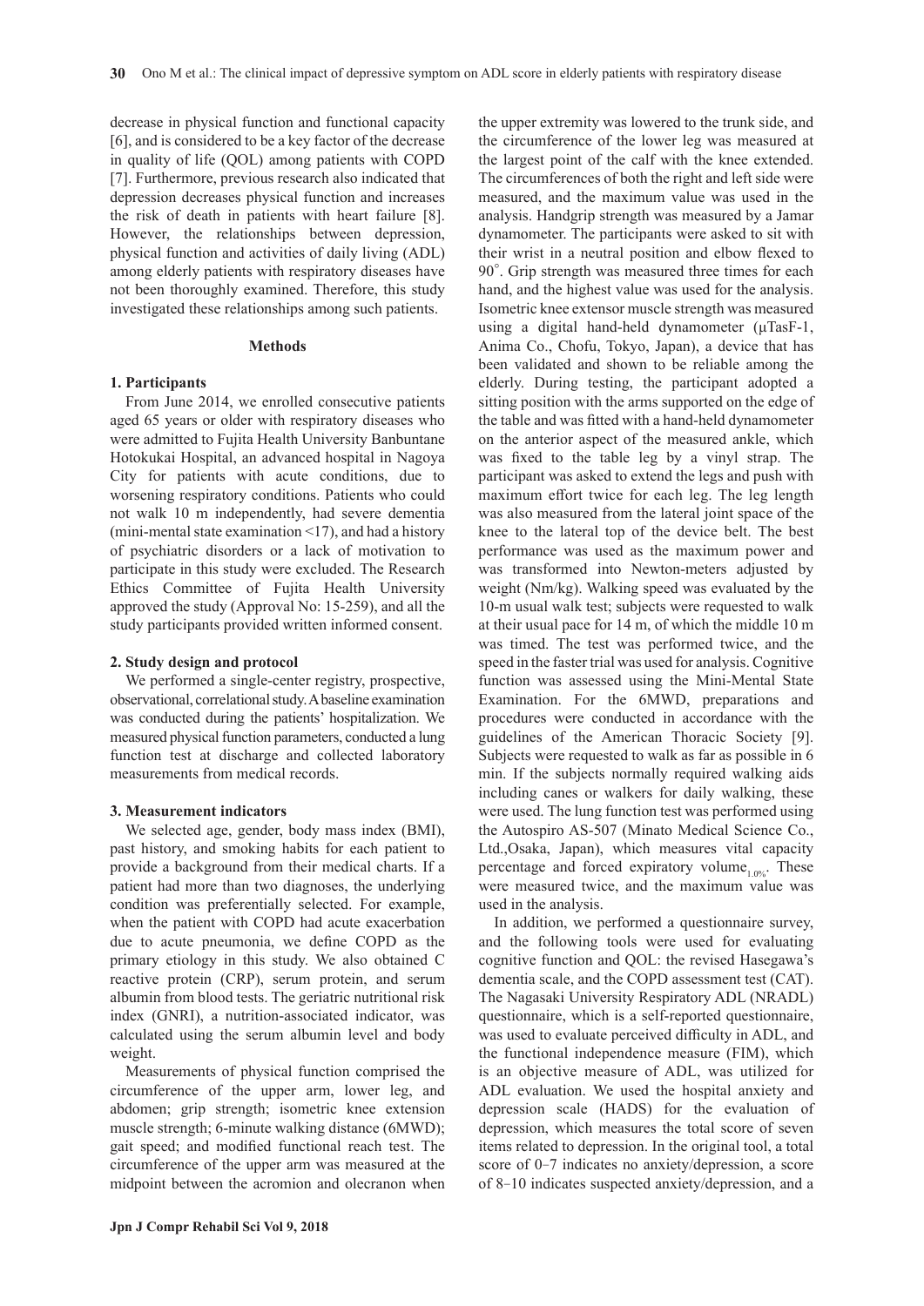decrease in physical function and functional capacity [6], and is considered to be a key factor of the decrease in quality of life (QOL) among patients with COPD [7]. Furthermore, previous research also indicated that depression decreases physical function and increases the risk of death in patients with heart failure [8]. However, the relationships between depression, physical function and activities of daily living (ADL) among elderly patients with respiratory diseases have not been thoroughly examined. Therefore, this study investigated these relationships among such patients.

## Methods

### 1. Participants

From June 2014, we enrolled consecutive patients aged 65 years or older with respiratory diseases who were admitted to Fujita Health University Banbuntane Hotokukai Hospital, an advanced hospital in Nagoya City for patients with acute conditions, due to worsening respiratory conditions. Patients who could not walk 10 m independently, had severe dementia (mini-mental state examination <17), and had a history of psychiatric disorders or a lack of motivation to participate in this study were excluded. The Research Ethics Committee of Fujita Health University approved the study (Approval No: 15-259), and all the study participants provided written informed consent.

### 2. Study design and protocol

We performed a single-center registry, prospective, observational, correlational study. A baseline examination was conducted during the patients' hospitalization. We measured physical function parameters, conducted a lung function test at discharge and collected laboratory measurements from medical records.

### 3. Measurement indicators

We selected age, gender, body mass index (BMI), past history, and smoking habits for each patient to provide a background from their medical charts. If a patient had more than two diagnoses, the underlying condition was preferentially selected. For example, when the patient with COPD had acute exacerbation due to acute pneumonia, we define COPD as the primary etiology in this study. We also obtained C reactive protein (CRP), serum protein, and serum albumin from blood tests. The geriatric nutritional risk index (GNRI), a nutrition-associated indicator, was calculated using the serum albumin level and body weight.

Measurements of physical function comprised the circumference of the upper arm, lower leg, and abdomen; grip strength; isometric knee extension muscle strength; 6-minute walking distance (6MWD); gait speed; and modified functional reach test. The circumference of the upper arm was measured at the midpoint between the acromion and olecranon when the upper extremity was lowered to the trunk side, and the circumference of the lower leg was measured at the largest point of the calf with the knee extended. The circumferences of both the right and left side were measured, and the maximum value was used in the analysis. Handgrip strength was measured by a Jamar dynamometer. The participants were asked to sit with their wrist in a neutral position and elbow flexed to 90°. Grip strength was measured three times for each hand, and the highest value was used for the analysis. Isometric knee extensor muscle strength was measured using a digital hand-held dynamometer (μTasF-1, Anima Co., Chofu, Tokyo, Japan), a device that has been validated and shown to be reliable among the elderly. During testing, the participant adopted a sitting position with the arms supported on the edge of the table and was fitted with a hand-held dynamometer on the anterior aspect of the measured ankle, which was fixed to the table leg by a vinyl strap. The participant was asked to extend the legs and push with maximum effort twice for each leg. The leg length was also measured from the lateral joint space of the knee to the lateral top of the device belt. The best performance was used as the maximum power and was transformed into Newton-meters adjusted by weight (Nm/kg). Walking speed was evaluated by the 10-m usual walk test; subjects were requested to walk at their usual pace for 14 m, of which the middle 10 m was timed. The test was performed twice, and the speed in the faster trial was used for analysis. Cognitive function was assessed using the Mini-Mental State Examination. For the 6MWD, preparations and procedures were conducted in accordance with the guidelines of the American Thoracic Society [9]. Subjects were requested to walk as far as possible in 6 min. If the subjects normally required walking aids including canes or walkers for daily walking, these were used. The lung function test was performed using the Autospiro AS-507 (Minato Medical Science Co., Ltd.,Osaka, Japan), which measures vital capacity percentage and forced expiratory volume$_{1.0\%}$. These were measured twice, and the maximum value was used in the analysis.

In addition, we performed a questionnaire survey, and the following tools were used for evaluating cognitive function and QOL: the revised Hasegawa's dementia scale, and the COPD assessment test (CAT). The Nagasaki University Respiratory ADL (NRADL) questionnaire, which is a self-reported questionnaire, was used to evaluate perceived difficulty in ADL, and the functional independence measure (FIM), which is an objective measure of ADL, was utilized for ADL evaluation. We used the hospital anxiety and depression scale (HADS) for the evaluation of depression, which measures the total score of seven items related to depression. In the original tool, a total score of 0–7 indicates no anxiety/depression, a score of 8–10 indicates suspected anxiety/depression, and a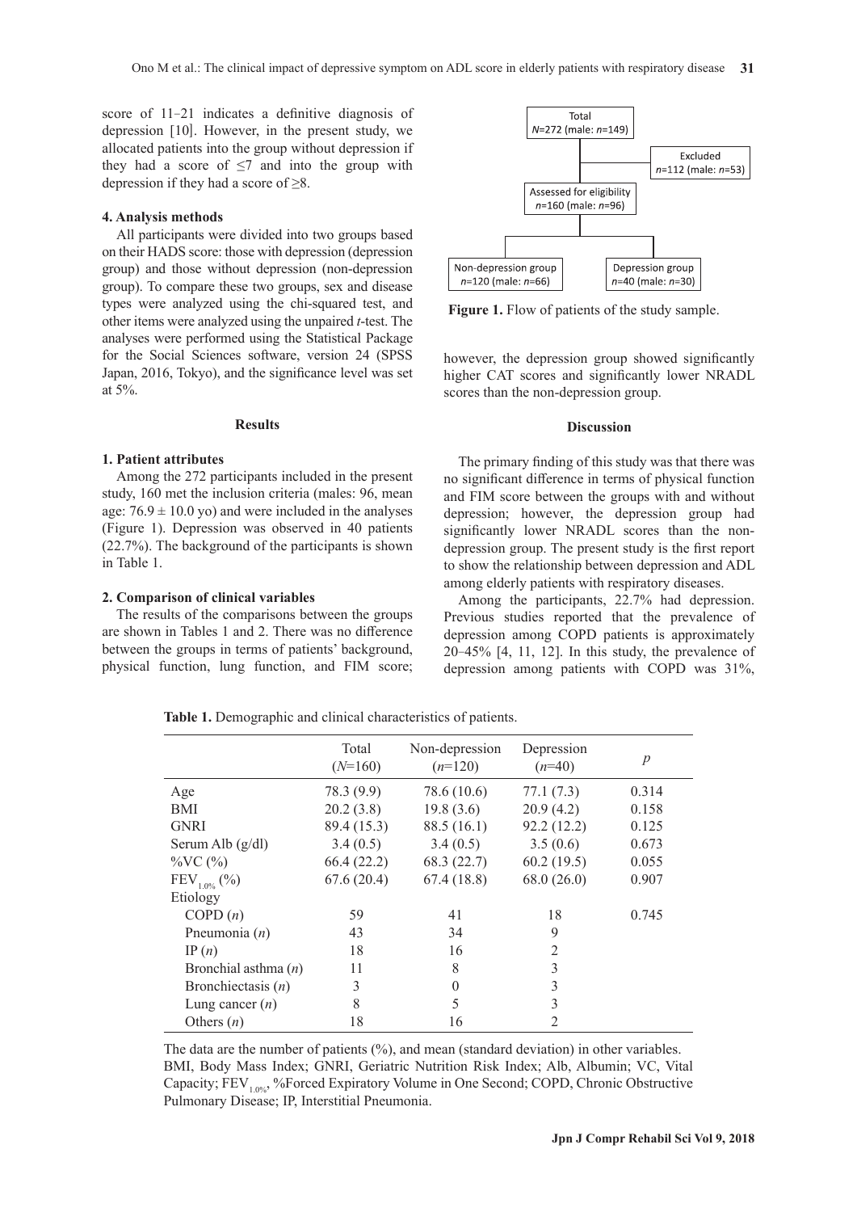score of 11–21 indicates a definitive diagnosis of depression [10]. However, in the present study, we allocated patients into the group without depression if they had a score of ≤7 and into the group with depression if they had a score of ≥8.

### 4. Analysis methods

All participants were divided into two groups based on their HADS score: those with depression (depression group) and those without depression (non-depression group). To compare these two groups, sex and disease types were analyzed using the chi-squared test, and other items were analyzed using the unpaired *t*-test. The analyses were performed using the Statistical Package for the Social Sciences software, version 24 (SPSS Japan, 2016, Tokyo), and the significance level was set at 5%.

## Results

### 1. Patient attributes

Among the 272 participants included in the present study, 160 met the inclusion criteria (males: 96, mean age: 76.9 ± 10.0 yo) and were included in the analyses (Figure 1). Depression was observed in 40 patients (22.7%). The background of the participants is shown in Table 1.

### 2. Comparison of clinical variables

The results of the comparisons between the groups are shown in Tables 1 and 2. There was no difference between the groups in terms of patients' background, physical function, lung function, and FIM score; however, the depression group showed significantly higher CAT scores and significantly lower NRADL scores than the non-depression group.

Total *N*=272 (male: *n*=149)
Excluded *n*=112 (male: *n*=53)
Assessed for eligibility *n*=160 (male: *n*=96)
Non-depression group *n*=120 (male: *n*=66)
Depression group *n*=40 (male: *n*=30)

**Figure 1.** Flow of patients of the study sample.

## Discussion

The primary finding of this study was that there was no significant difference in terms of physical function and FIM score between the groups with and without depression; however, the depression group had significantly lower NRADL scores than the non-depression group. The present study is the first report to show the relationship between depression and ADL among elderly patients with respiratory diseases.

Among the participants, 22.7% had depression. Previous studies reported that the prevalence of depression among COPD patients is approximately 20–45% [4, 11, 12]. In this study, the prevalence of depression among patients with COPD was 31%,

**Table 1.** Demographic and clinical characteristics of patients.

| | Total (*N*=160) | Non-depression (*n*=120) | Depression (*n*=40) | *p* |
|---|---|---|---|---|
| Age | 78.3 (9.9) | 78.6 (10.6) | 77.1 (7.3) | 0.314 |
| BMI | 20.2 (3.8) | 19.8 (3.6) | 20.9 (4.2) | 0.158 |
| GNRI | 89.4 (15.3) | 88.5 (16.1) | 92.2 (12.2) | 0.125 |
| Serum Alb (g/dl) | 3.4 (0.5) | 3.4 (0.5) | 3.5 (0.6) | 0.673 |
| %VC (%) | 66.4 (22.2) | 68.3 (22.7) | 60.2 (19.5) | 0.055 |
| $FEV_{1.0\%}$ (%) | 67.6 (20.4) | 67.4 (18.8) | 68.0 (26.0) | 0.907 |
| Etiology | | | | |
| COPD (*n*) | 59 | 41 | 18 | 0.745 |
| Pneumonia (*n*) | 43 | 34 | 9 | |
| IP (*n*) | 18 | 16 | 2 | |
| Bronchial asthma (*n*) | 11 | 8 | 3 | |
| Bronchiectasis (*n*) | 3 | 0 | 3 | |
| Lung cancer (*n*) | 8 | 5 | 3 | |
| Others (*n*) | 18 | 16 | 2 | |

The data are the number of patients (%), and mean (standard deviation) in other variables. BMI, Body Mass Index; GNRI, Geriatric Nutrition Risk Index; Alb, Albumin; VC, Vital Capacity; $FEV_{1.0\%}$, %Forced Expiratory Volume in One Second; COPD, Chronic Obstructive Pulmonary Disease; IP, Interstitial Pneumonia.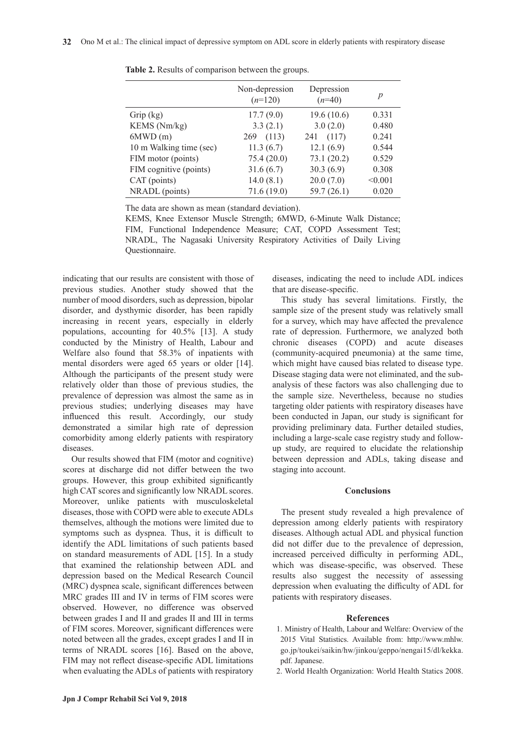**Table 2.** Results of comparison between the groups.

| | Non-depression (*n*=120) | Depression (*n*=40) | *p* |
|---|---|---|---|
| Grip (kg) | 17.7 (9.0) | 19.6 (10.6) | 0.331 |
| KEMS (Nm/kg) | 3.3 (2.1) | 3.0 (2.0) | 0.480 |
| 6MWD (m) | 269 (113) | 241 (117) | 0.241 |
| 10 m Walking time (sec) | 11.3 (6.7) | 12.1 (6.9) | 0.544 |
| FIM motor (points) | 75.4 (20.0) | 73.1 (20.2) | 0.529 |
| FIM cognitive (points) | 31.6 (6.7) | 30.3 (6.9) | 0.308 |
| CAT (points) | 14.0 (8.1) | 20.0 (7.0) | <0.001 |
| NRADL (points) | 71.6 (19.0) | 59.7 (26.1) | 0.020 |

The data are shown as mean (standard deviation).

KEMS, Knee Extensor Muscle Strength; 6MWD, 6-Minute Walk Distance; FIM, Functional Independence Measure; CAT, COPD Assessment Test; NRADL, The Nagasaki University Respiratory Activities of Daily Living Questionnaire.

indicating that our results are consistent with those of previous studies. Another study showed that the number of mood disorders, such as depression, bipolar disorder, and dysthymic disorder, has been rapidly increasing in recent years, especially in elderly populations, accounting for 40.5% [13]. A study conducted by the Ministry of Health, Labour and Welfare also found that 58.3% of inpatients with mental disorders were aged 65 years or older [14]. Although the participants of the present study were relatively older than those of previous studies, the prevalence of depression was almost the same as in previous studies; underlying diseases may have influenced this result. Accordingly, our study demonstrated a similar high rate of depression comorbidity among elderly patients with respiratory diseases.

Our results showed that FIM (motor and cognitive) scores at discharge did not differ between the two groups. However, this group exhibited significantly high CAT scores and significantly low NRADL scores. Moreover, unlike patients with musculoskeletal diseases, those with COPD were able to execute ADLs themselves, although the motions were limited due to symptoms such as dyspnea. Thus, it is difficult to identify the ADL limitations of such patients based on standard measurements of ADL [15]. In a study that examined the relationship between ADL and depression based on the Medical Research Council (MRC) dyspnea scale, significant differences between MRC grades III and IV in terms of FIM scores were observed. However, no difference was observed between grades I and II and grades II and III in terms of FIM scores. Moreover, significant differences were noted between all the grades, except grades I and II in terms of NRADL scores [16]. Based on the above, FIM may not reflect disease-specific ADL limitations when evaluating the ADLs of patients with respiratory diseases, indicating the need to include ADL indices that are disease-specific.

This study has several limitations. Firstly, the sample size of the present study was relatively small for a survey, which may have affected the prevalence rate of depression. Furthermore, we analyzed both chronic diseases (COPD) and acute diseases (community-acquired pneumonia) at the same time, which might have caused bias related to disease type. Disease staging data were not eliminated, and the sub-analysis of these factors was also challenging due to the sample size. Nevertheless, because no studies targeting older patients with respiratory diseases have been conducted in Japan, our study is significant for providing preliminary data. Further detailed studies, including a large-scale case registry study and follow-up study, are required to elucidate the relationship between depression and ADLs, taking disease and staging into account.

## Conclusions

The present study revealed a high prevalence of depression among elderly patients with respiratory diseases. Although actual ADL and physical function did not differ due to the prevalence of depression, increased perceived difficulty in performing ADL, which was disease-specific, was observed. These results also suggest the necessity of assessing depression when evaluating the difficulty of ADL for patients with respiratory diseases.

## References

1. Ministry of Health, Labour and Welfare: Overview of the 2015 Vital Statistics. Available from: http://www.mhlw.go.jp/toukei/saikin/hw/jinkou/geppo/nengai15/dl/kekka.pdf. Japanese.
2. World Health Organization: World Health Statics 2008.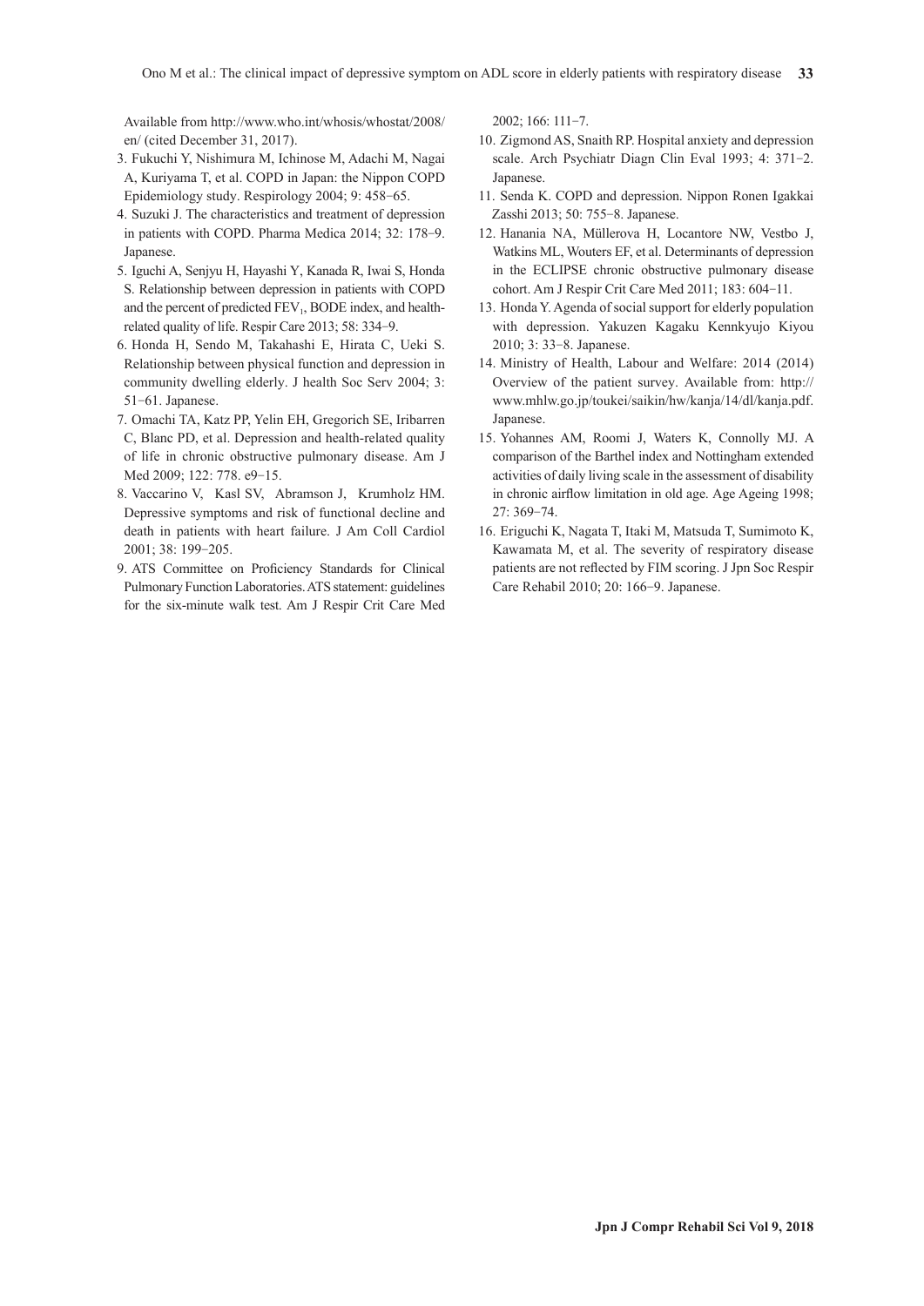Available from http://www.who.int/whosis/whostat/2008/en/ (cited December 31, 2017).

3. Fukuchi Y, Nishimura M, Ichinose M, Adachi M, Nagai A, Kuriyama T, et al. COPD in Japan: the Nippon COPD Epidemiology study. Respirology 2004; 9: 458−65.
4. Suzuki J. The characteristics and treatment of depression in patients with COPD. Pharma Medica 2014; 32: 178−9. Japanese.
5. Iguchi A, Senjyu H, Hayashi Y, Kanada R, Iwai S, Honda S. Relationship between depression in patients with COPD and the percent of predicted $FEV_1$, BODE index, and health-related quality of life. Respir Care 2013; 58: 334−9.
6. Honda H, Sendo M, Takahashi E, Hirata C, Ueki S. Relationship between physical function and depression in community dwelling elderly. J health Soc Serv 2004; 3: 51−61. Japanese.
7. Omachi TA, Katz PP, Yelin EH, Gregorich SE, Iribarren C, Blanc PD, et al. Depression and health-related quality of life in chronic obstructive pulmonary disease. Am J Med 2009; 122: 778. e9−15.
8. Vaccarino V, Kasl SV, Abramson J, Krumholz HM. Depressive symptoms and risk of functional decline and death in patients with heart failure. J Am Coll Cardiol 2001; 38: 199−205.
9. ATS Committee on Proficiency Standards for Clinical Pulmonary Function Laboratories. ATS statement: guidelines for the six-minute walk test. Am J Respir Crit Care Med 2002; 166: 111−7.
10. Zigmond AS, Snaith RP. Hospital anxiety and depression scale. Arch Psychiatr Diagn Clin Eval 1993; 4: 371−2. Japanese.
11. Senda K. COPD and depression. Nippon Ronen Igakkai Zasshi 2013; 50: 755−8. Japanese.
12. Hanania NA, Müllerova H, Locantore NW, Vestbo J, Watkins ML, Wouters EF, et al. Determinants of depression in the ECLIPSE chronic obstructive pulmonary disease cohort. Am J Respir Crit Care Med 2011; 183: 604−11.
13. Honda Y. Agenda of social support for elderly population with depression. Yakuzen Kagaku Kennkyujo Kiyou 2010; 3: 33−8. Japanese.
14. Ministry of Health, Labour and Welfare: 2014 (2014) Overview of the patient survey. Available from: http://www.mhlw.go.jp/toukei/saikin/hw/kanja/14/dl/kanja.pdf. Japanese.
15. Yohannes AM, Roomi J, Waters K, Connolly MJ. A comparison of the Barthel index and Nottingham extended activities of daily living scale in the assessment of disability in chronic airflow limitation in old age. Age Ageing 1998; 27: 369−74.
16. Eriguchi K, Nagata T, Itaki M, Matsuda T, Sumimoto K, Kawamata M, et al. The severity of respiratory disease patients are not reflected by FIM scoring. J Jpn Soc Respir Care Rehabil 2010; 20: 166−9. Japanese.